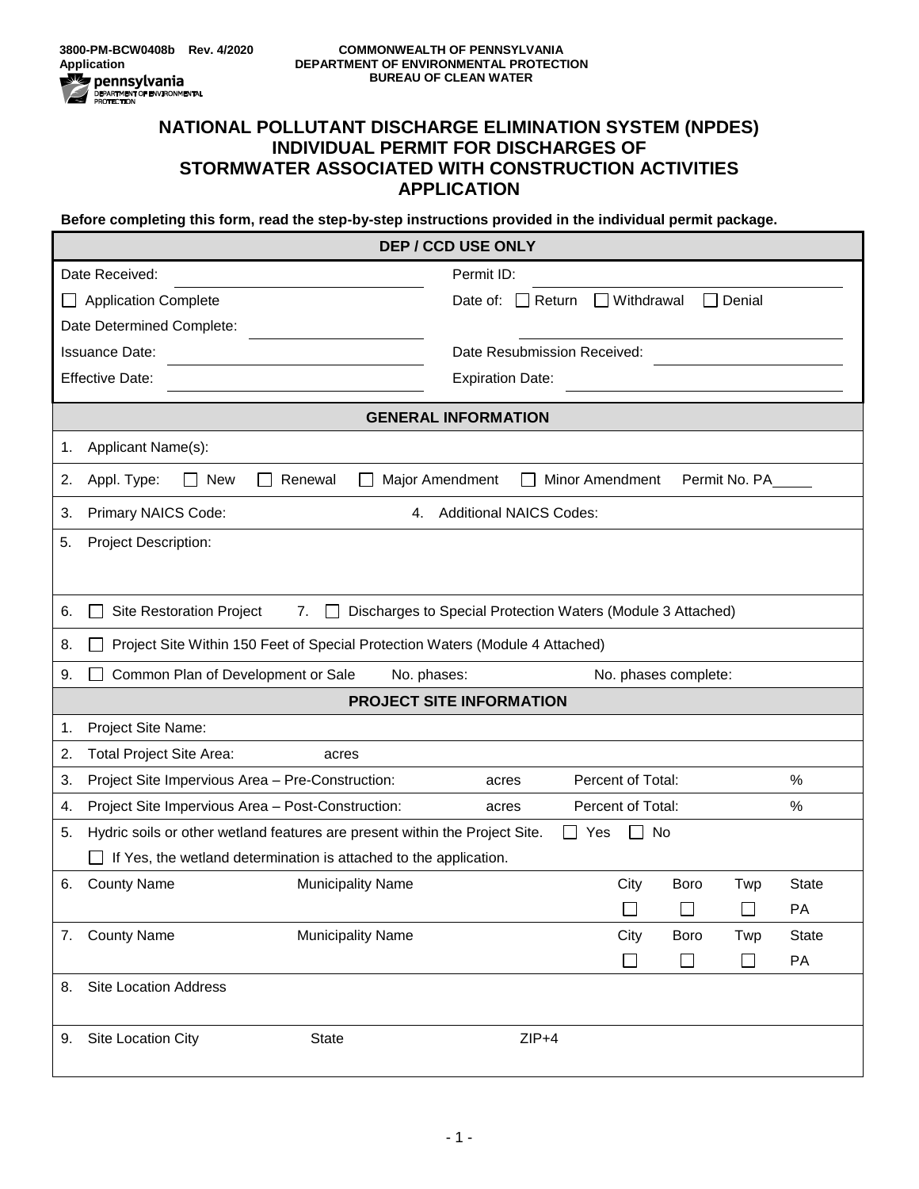3800-PM-BCW0408b Rev. 4/2020
Application

COMMONWEALTH OF PENNSYLVANIA
DEPARTMENT OF ENVIRONMENTAL PROTECTION
BUREAU OF CLEAN WATER

# NATIONAL POLLUTANT DISCHARGE ELIMINATION SYSTEM (NPDES) INDIVIDUAL PERMIT FOR DISCHARGES OF STORMWATER ASSOCIATED WITH CONSTRUCTION ACTIVITIES APPLICATION

**Before completing this form, read the step-by-step instructions provided in the individual permit package.**

## DEP / CCD USE ONLY

| | |
|---|---|
| Date Received: ____________ | Permit ID: ____________ |
| ☐ Application Complete | Date of: ☐ Return ☐ Withdrawal ☐ Denial |
| Date Determined Complete: ____________ | ____________ |
| Issuance Date: ____________ | Date Resubmission Received: ____________ |
| Effective Date: ____________ | Expiration Date: ____________ |

## GENERAL INFORMATION

1. Applicant Name(s):
2. Appl. Type: ☐ New ☐ Renewal ☐ Major Amendment ☐ Minor Amendment Permit No. PA_____
3. Primary NAICS Code:
4. Additional NAICS Codes:
5. Project Description:
6. ☐ Site Restoration Project
7. ☐ Discharges to Special Protection Waters (Module 3 Attached)
8. ☐ Project Site Within 150 Feet of Special Protection Waters (Module 4 Attached)
9. ☐ Common Plan of Development or Sale No. phases: No. phases complete:

## PROJECT SITE INFORMATION

1. Project Site Name:
2. Total Project Site Area: acres
3. Project Site Impervious Area – Pre-Construction: acres Percent of Total: %
4. Project Site Impervious Area – Post-Construction: acres Percent of Total: %
5. Hydric soils or other wetland features are present within the Project Site. ☐ Yes ☐ No
   ☐ If Yes, the wetland determination is attached to the application.

| | County Name | Municipality Name | City | Boro | Twp | State |
|---|---|---|---|---|---|---|
| 6. | | | ☐ | ☐ | ☐ | PA |
| 7. | | | ☐ | ☐ | ☐ | PA |

8. Site Location Address
9. Site Location City State ZIP+4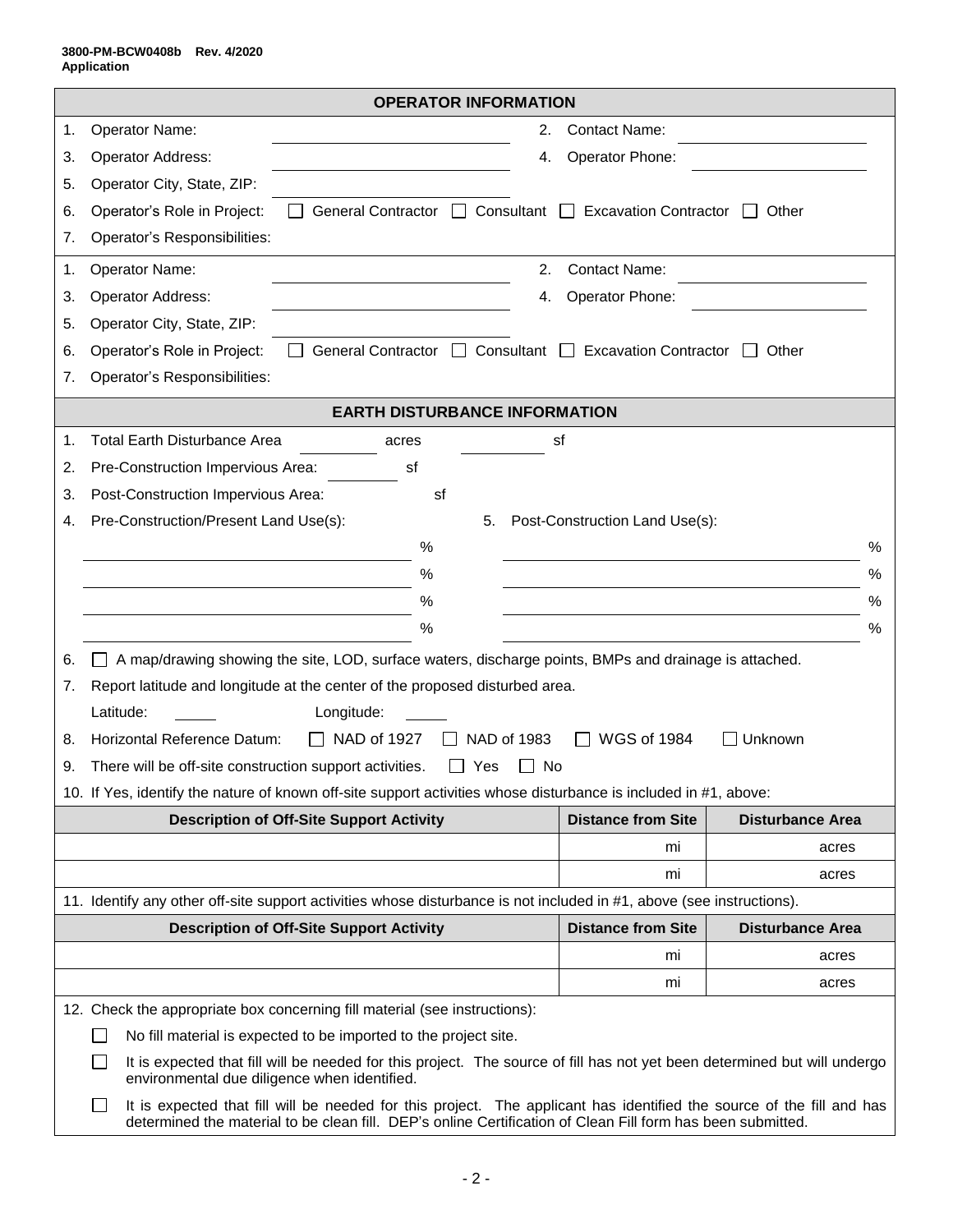3800-PM-BCW0408b Rev. 4/2020
Application

## OPERATOR INFORMATION

1. Operator Name: ______________________ 2. Contact Name: ______________________
3. Operator Address: ______________________ 4. Operator Phone: ______________________
5. Operator City, State, ZIP: ______________________
6. Operator's Role in Project: ☐ General Contractor ☐ Consultant ☐ Excavation Contractor ☐ Other
7. Operator's Responsibilities:

1. Operator Name: ______________________ 2. Contact Name: ______________________
3. Operator Address: ______________________ 4. Operator Phone: ______________________
5. Operator City, State, ZIP: ______________________
6. Operator's Role in Project: ☐ General Contractor ☐ Consultant ☐ Excavation Contractor ☐ Other
7. Operator's Responsibilities:

## EARTH DISTURBANCE INFORMATION

1. Total Earth Disturbance Area ________ acres ________ sf
2. Pre-Construction Impervious Area: ________ sf
3. Post-Construction Impervious Area: ________ sf
4. Pre-Construction/Present Land Use(s): 5. Post-Construction Land Use(s):

| Pre-Construction/Present Land Use(s) | % | Post-Construction Land Use(s) | % |
|---|---|---|---|
| | % | | % |
| | % | | % |
| | % | | % |
| | % | | % |

6. ☐ A map/drawing showing the site, LOD, surface waters, discharge points, BMPs and drainage is attached.
7. Report latitude and longitude at the center of the proposed disturbed area.
   Latitude: ______ Longitude: ______
8. Horizontal Reference Datum: ☐ NAD of 1927 ☐ NAD of 1983 ☐ WGS of 1984 ☐ Unknown
9. There will be off-site construction support activities. ☐ Yes ☐ No
10. If Yes, identify the nature of known off-site support activities whose disturbance is included in #1, above:

| Description of Off-Site Support Activity | Distance from Site | Disturbance Area |
|---|---|---|
| | mi | acres |
| | mi | acres |

11. Identify any other off-site support activities whose disturbance is not included in #1, above (see instructions).

| Description of Off-Site Support Activity | Distance from Site | Disturbance Area |
|---|---|---|
| | mi | acres |
| | mi | acres |

12. Check the appropriate box concerning fill material (see instructions):

☐ No fill material is expected to be imported to the project site.

☐ It is expected that fill will be needed for this project. The source of fill has not yet been determined but will undergo environmental due diligence when identified.

☐ It is expected that fill will be needed for this project. The applicant has identified the source of the fill and has determined the material to be clean fill. DEP's online Certification of Clean Fill form has been submitted.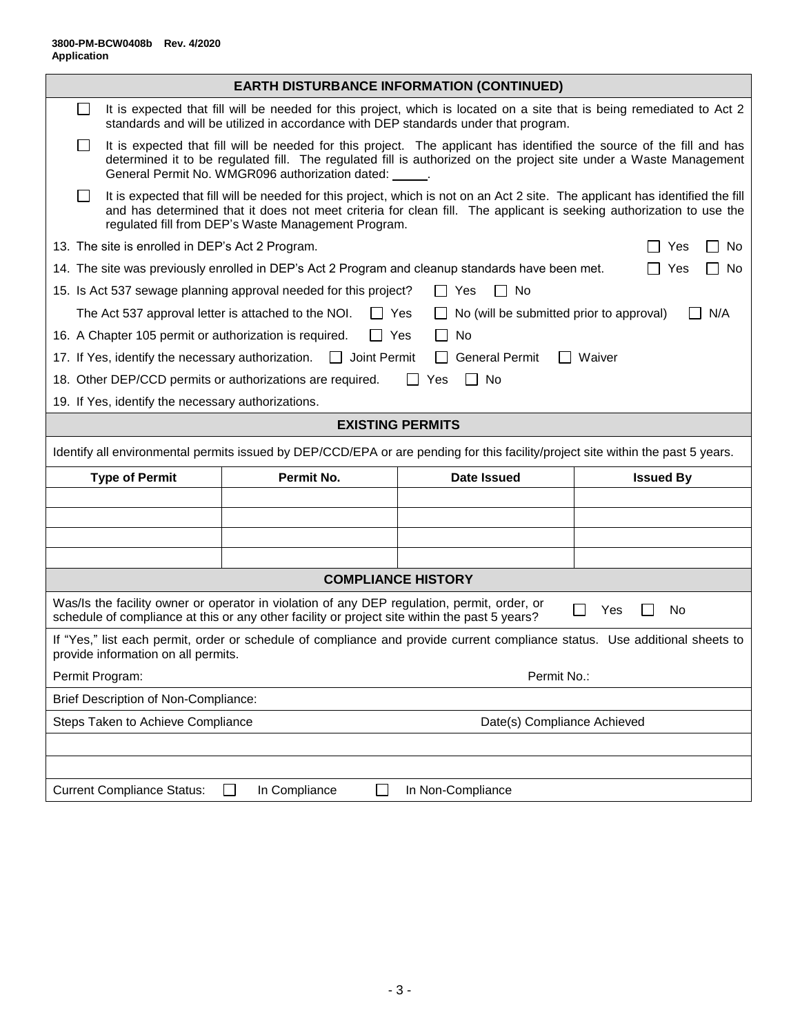**3800-PM-BCW0408b Rev. 4/2020**
**Application**

## EARTH DISTURBANCE INFORMATION (CONTINUED)

☐ It is expected that fill will be needed for this project, which is located on a site that is being remediated to Act 2 standards and will be utilized in accordance with DEP standards under that program.

☐ It is expected that fill will be needed for this project. The applicant has identified the source of the fill and has determined it to be regulated fill. The regulated fill is authorized on the project site under a Waste Management General Permit No. WMGR096 authorization dated: ______.

☐ It is expected that fill will be needed for this project, which is not on an Act 2 site. The applicant has identified the fill and has determined that it does not meet criteria for clean fill. The applicant is seeking authorization to use the regulated fill from DEP's Waste Management Program.

13. The site is enrolled in DEP's Act 2 Program. ☐ Yes ☐ No

14. The site was previously enrolled in DEP's Act 2 Program and cleanup standards have been met. ☐ Yes ☐ No

15. Is Act 537 sewage planning approval needed for this project? ☐ Yes ☐ No

    The Act 537 approval letter is attached to the NOI. ☐ Yes ☐ No (will be submitted prior to approval) ☐ N/A

16. A Chapter 105 permit or authorization is required. ☐ Yes ☐ No

17. If Yes, identify the necessary authorization. ☐ Joint Permit ☐ General Permit ☐ Waiver

18. Other DEP/CCD permits or authorizations are required. ☐ Yes ☐ No

19. If Yes, identify the necessary authorizations.

## EXISTING PERMITS

Identify all environmental permits issued by DEP/CCD/EPA or are pending for this facility/project site within the past 5 years.

| Type of Permit | Permit No. | Date Issued | Issued By |
|---|---|---|---|
| | | | |
| | | | |
| | | | |
| | | | |

## COMPLIANCE HISTORY

Was/Is the facility owner or operator in violation of any DEP regulation, permit, order, or schedule of compliance at this or any other facility or project site within the past 5 years? ☐ Yes ☐ No

If "Yes," list each permit, order or schedule of compliance and provide current compliance status. Use additional sheets to provide information on all permits.

Permit Program: Permit No.:

Brief Description of Non-Compliance:

| Steps Taken to Achieve Compliance | Date(s) Compliance Achieved |
|---|---|
| | |
| | |

Current Compliance Status: ☐ In Compliance ☐ In Non-Compliance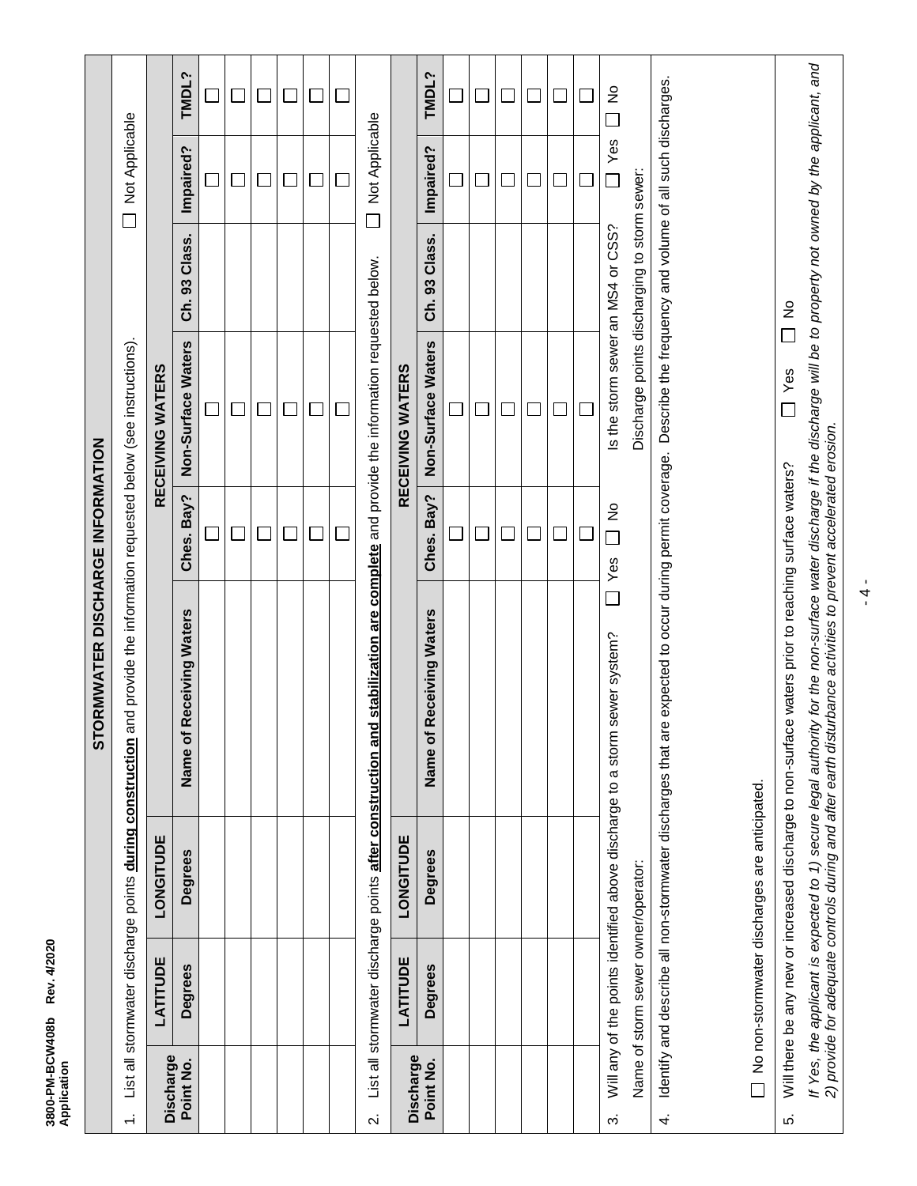# STORMWATER DISCHARGE INFORMATION

1. List all stormwater discharge points **during construction** and provide the information requested below (see instructions). ☐ Not Applicable

| Discharge Point No. | LATITUDE | LONGITUDE | RECEIVING WATERS | | | | | |
|---|---|---|---|---|---|---|---|---|
| | Degrees | Degrees | Name of Receiving Waters | Ches. Bay? | Non-Surface Waters | Ch. 93 Class. | Impaired? | TMDL? |
| | | | | ☐ | ☐ | | ☐ | ☐ |
| | | | | ☐ | ☐ | | ☐ | ☐ |
| | | | | ☐ | ☐ | | ☐ | ☐ |
| | | | | ☐ | ☐ | | ☐ | ☐ |
| | | | | ☐ | ☐ | | ☐ | ☐ |
| | | | | ☐ | ☐ | | ☐ | ☐ |

2. List all stormwater discharge points **after construction and stabilization are complete** and provide the information requested below. ☐ Not Applicable

| Discharge Point No. | LATITUDE | LONGITUDE | RECEIVING WATERS | | | | | |
|---|---|---|---|---|---|---|---|---|
| | Degrees | Degrees | Name of Receiving Waters | Ches. Bay? | Non-Surface Waters | Ch. 93 Class. | Impaired? | TMDL? |
| | | | | ☐ | ☐ | | ☐ | ☐ |
| | | | | ☐ | ☐ | | ☐ | ☐ |
| | | | | ☐ | ☐ | | ☐ | ☐ |
| | | | | ☐ | ☐ | | ☐ | ☐ |
| | | | | ☐ | ☐ | | ☐ | ☐ |
| | | | | ☐ | ☐ | | ☐ | ☐ |

3. Will any of the points identified above discharge to a storm sewer system? ☐ Yes ☐ No Is the storm sewer an MS4 or CSS? ☐ Yes ☐ No

   Name of storm sewer owner/operator: Discharge points discharging to storm sewer:

4. Identify and describe all non-stormwater discharges that are expected to occur during permit coverage. Describe the frequency and volume of all such discharges.

   ☐ No non-stormwater discharges are anticipated.

5. Will there be any new or increased discharge to non-surface waters prior to reaching surface waters? ☐ Yes ☐ No

   *If Yes, the applicant is expected to 1) secure legal authority for the non-surface water discharge if the discharge will be to property not owned by the applicant, and 2) provide for adequate controls during and after earth disturbance activities to prevent accelerated erosion.*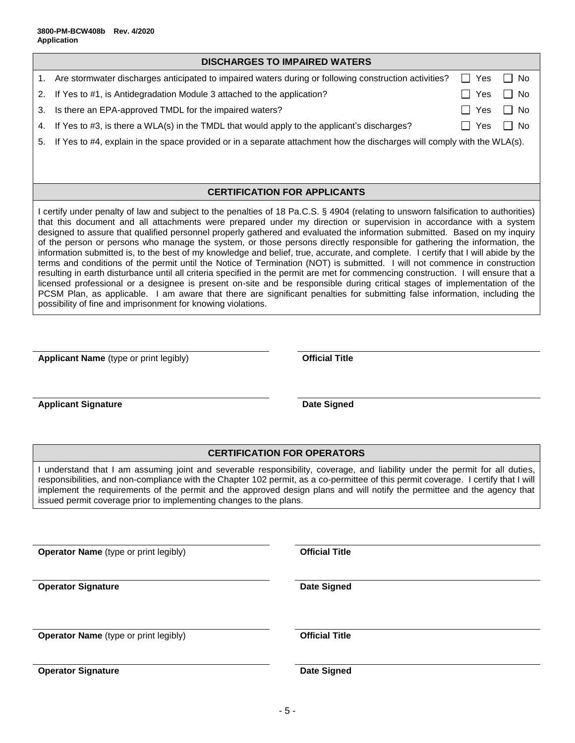## DISCHARGES TO IMPAIRED WATERS

1. Are stormwater discharges anticipated to impaired waters during or following construction activities? ☐ Yes ☐ No
2. If Yes to #1, is Antidegradation Module 3 attached to the application? ☐ Yes ☐ No
3. Is there an EPA-approved TMDL for the impaired waters? ☐ Yes ☐ No
4. If Yes to #3, is there a WLA(s) in the TMDL that would apply to the applicant's discharges? ☐ Yes ☐ No
5. If Yes to #4, explain in the space provided or in a separate attachment how the discharges will comply with the WLA(s).

## CERTIFICATION FOR APPLICANTS

I certify under penalty of law and subject to the penalties of 18 Pa.C.S. § 4904 (relating to unsworn falsification to authorities) that this document and all attachments were prepared under my direction or supervision in accordance with a system designed to assure that qualified personnel properly gathered and evaluated the information submitted. Based on my inquiry of the person or persons who manage the system, or those persons directly responsible for gathering the information, the information submitted is, to the best of my knowledge and belief, true, accurate, and complete. I certify that I will abide by the terms and conditions of the permit until the Notice of Termination (NOT) is submitted. I will not commence in construction resulting in earth disturbance until all criteria specified in the permit are met for commencing construction. I will ensure that a licensed professional or a designee is present on-site and be responsible during critical stages of implementation of the PCSM Plan, as applicable. I am aware that there are significant penalties for submitting false information, including the possibility of fine and imprisonment for knowing violations.

**Applicant Name** (type or print legibly) ______________________ **Official Title** ______________________

**Applicant Signature** ______________________ **Date Signed** ______________________

## CERTIFICATION FOR OPERATORS

I understand that I am assuming joint and severable responsibility, coverage, and liability under the permit for all duties, responsibilities, and non-compliance with the Chapter 102 permit, as a co-permittee of this permit coverage. I certify that I will implement the requirements of the permit and the approved design plans and will notify the permittee and the agency that issued permit coverage prior to implementing changes to the plans.

**Operator Name** (type or print legibly) ______________________ **Official Title** ______________________

**Operator Signature** ______________________ **Date Signed** ______________________

**Operator Name** (type or print legibly) ______________________ **Official Title** ______________________

**Operator Signature** ______________________ **Date Signed** ______________________